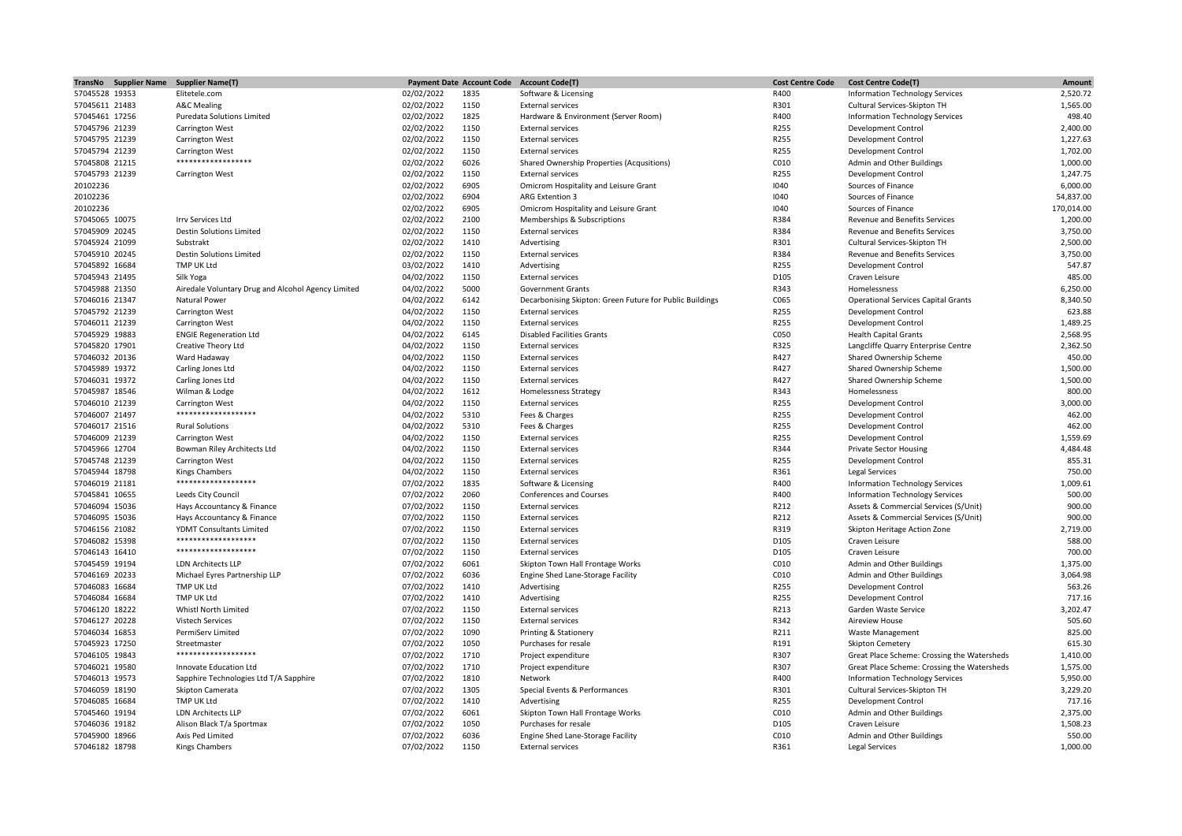| TransNo | Supplier Name | Supplier Name(T) | Payment Date | Account Code | Account Code(T) | Cost Centre Code | Cost Centre Code(T) | Amount |
|---|---|---|---|---|---|---|---|---|
| 57045528 | 19353 | Elitetele.com | 02/02/2022 | 1835 | Software & Licensing | R400 | Information Technology Services | 2,520.72 |
| 57045611 | 21483 | A&C Mealing | 02/02/2022 | 1150 | External services | R301 | Cultural Services-Skipton TH | 1,565.00 |
| 57045461 | 17256 | Puredata Solutions Limited | 02/02/2022 | 1825 | Hardware & Environment (Server Room) | R400 | Information Technology Services | 498.40 |
| 57045796 | 21239 | Carrington West | 02/02/2022 | 1150 | External services | R255 | Development Control | 2,400.00 |
| 57045795 | 21239 | Carrington West | 02/02/2022 | 1150 | External services | R255 | Development Control | 1,227.63 |
| 57045794 | 21239 | Carrington West | 02/02/2022 | 1150 | External services | R255 | Development Control | 1,702.00 |
| 57045808 | 21215 | ****************** | 02/02/2022 | 6026 | Shared Ownership Properties (Acqusitions) | C010 | Admin and Other Buildings | 1,000.00 |
| 57045793 | 21239 | Carrington West | 02/02/2022 | 1150 | External services | R255 | Development Control | 1,247.75 |
| 20102236 | | | 02/02/2022 | 6905 | Omicrom Hospitality and Leisure Grant | I040 | Sources of Finance | 6,000.00 |
| 20102236 | | | 02/02/2022 | 6904 | ARG Extention 3 | I040 | Sources of Finance | 54,837.00 |
| 20102236 | | | 02/02/2022 | 6905 | Omicrom Hospitality and Leisure Grant | I040 | Sources of Finance | 170,014.00 |
| 57045065 | 10075 | Irrv Services Ltd | 02/02/2022 | 2100 | Memberships & Subscriptions | R384 | Revenue and Benefits Services | 1,200.00 |
| 57045909 | 20245 | Destin Solutions Limited | 02/02/2022 | 1150 | External services | R384 | Revenue and Benefits Services | 3,750.00 |
| 57045924 | 21099 | Substrakt | 02/02/2022 | 1410 | Advertising | R301 | Cultural Services-Skipton TH | 2,500.00 |
| 57045910 | 20245 | Destin Solutions Limited | 02/02/2022 | 1150 | External services | R384 | Revenue and Benefits Services | 3,750.00 |
| 57045892 | 16684 | TMP UK Ltd | 03/02/2022 | 1410 | Advertising | R255 | Development Control | 547.87 |
| 57045943 | 21495 | Silk Yoga | 04/02/2022 | 1150 | External services | D105 | Craven Leisure | 485.00 |
| 57045988 | 21350 | Airedale Voluntary Drug and Alcohol Agency Limited | 04/02/2022 | 5000 | Government Grants | R343 | Homelessness | 6,250.00 |
| 57046016 | 21347 | Natural Power | 04/02/2022 | 6142 | Decarbonising Skipton: Green Future for Public Buildings | C065 | Operational Services Capital Grants | 8,340.50 |
| 57045792 | 21239 | Carrington West | 04/02/2022 | 1150 | External services | R255 | Development Control | 623.88 |
| 57046011 | 21239 | Carrington West | 04/02/2022 | 1150 | External services | R255 | Development Control | 1,489.25 |
| 57045929 | 19883 | ENGIE Regeneration Ltd | 04/02/2022 | 6145 | Disabled Facilities Grants | C050 | Health Capital Grants | 2,568.95 |
| 57045820 | 17901 | Creative Theory Ltd | 04/02/2022 | 1150 | External services | R325 | Langcliffe Quarry Enterprise Centre | 2,362.50 |
| 57046032 | 20136 | Ward Hadaway | 04/02/2022 | 1150 | External services | R427 | Shared Ownership Scheme | 450.00 |
| 57045989 | 19372 | Carling Jones Ltd | 04/02/2022 | 1150 | External services | R427 | Shared Ownership Scheme | 1,500.00 |
| 57046031 | 19372 | Carling Jones Ltd | 04/02/2022 | 1150 | External services | R427 | Shared Ownership Scheme | 1,500.00 |
| 57045987 | 18546 | Wilman & Lodge | 04/02/2022 | 1612 | Homelessness Strategy | R343 | Homelessness | 800.00 |
| 57046010 | 21239 | Carrington West | 04/02/2022 | 1150 | External services | R255 | Development Control | 3,000.00 |
| 57046007 | 21497 | ****************** | 04/02/2022 | 5310 | Fees & Charges | R255 | Development Control | 462.00 |
| 57046017 | 21516 | Rural Solutions | 04/02/2022 | 5310 | Fees & Charges | R255 | Development Control | 462.00 |
| 57046009 | 21239 | Carrington West | 04/02/2022 | 1150 | External services | R255 | Development Control | 1,559.69 |
| 57045966 | 12704 | Bowman Riley Architects Ltd | 04/02/2022 | 1150 | External services | R344 | Private Sector Housing | 4,484.48 |
| 57045748 | 21239 | Carrington West | 04/02/2022 | 1150 | External services | R255 | Development Control | 855.31 |
| 57045944 | 18798 | Kings Chambers | 04/02/2022 | 1150 | External services | R361 | Legal Services | 750.00 |
| 57046019 | 21181 | ****************** | 07/02/2022 | 1835 | Software & Licensing | R400 | Information Technology Services | 1,009.61 |
| 57045841 | 10655 | Leeds City Council | 07/02/2022 | 2060 | Conferences and Courses | R400 | Information Technology Services | 500.00 |
| 57046094 | 15036 | Hays Accountancy & Finance | 07/02/2022 | 1150 | External services | R212 | Assets & Commercial Services (S/Unit) | 900.00 |
| 57046095 | 15036 | Hays Accountancy & Finance | 07/02/2022 | 1150 | External services | R212 | Assets & Commercial Services (S/Unit) | 900.00 |
| 57046156 | 21082 | YDMT Consultants Limited | 07/02/2022 | 1150 | External services | R319 | Skipton Heritage Action Zone | 2,719.00 |
| 57046082 | 15398 | ****************** | 07/02/2022 | 1150 | External services | D105 | Craven Leisure | 588.00 |
| 57046143 | 16410 | ****************** | 07/02/2022 | 1150 | External services | D105 | Craven Leisure | 700.00 |
| 57045459 | 19194 | LDN Architects LLP | 07/02/2022 | 6061 | Skipton Town Hall Frontage Works | C010 | Admin and Other Buildings | 1,375.00 |
| 57046169 | 20233 | Michael Eyres Partnership LLP | 07/02/2022 | 6036 | Engine Shed Lane-Storage Facility | C010 | Admin and Other Buildings | 3,064.98 |
| 57046083 | 16684 | TMP UK Ltd | 07/02/2022 | 1410 | Advertising | R255 | Development Control | 563.26 |
| 57046084 | 16684 | TMP UK Ltd | 07/02/2022 | 1410 | Advertising | R255 | Development Control | 717.16 |
| 57046120 | 18222 | Whistl North Limited | 07/02/2022 | 1150 | External services | R213 | Garden Waste Service | 3,202.47 |
| 57046127 | 20228 | Vistech Services | 07/02/2022 | 1150 | External services | R342 | Aireview House | 505.60 |
| 57046034 | 16853 | PermiServ Limited | 07/02/2022 | 1090 | Printing & Stationery | R211 | Waste Management | 825.00 |
| 57045923 | 17250 | Streetmaster | 07/02/2022 | 1050 | Purchases for resale | R191 | Skipton Cemetery | 615.30 |
| 57046105 | 19843 | ****************** | 07/02/2022 | 1710 | Project expenditure | R307 | Great Place Scheme: Crossing the Watersheds | 1,410.00 |
| 57046021 | 19580 | Innovate Education Ltd | 07/02/2022 | 1710 | Project expenditure | R307 | Great Place Scheme: Crossing the Watersheds | 1,575.00 |
| 57046013 | 19573 | Sapphire Technologies Ltd T/A Sapphire | 07/02/2022 | 1810 | Network | R400 | Information Technology Services | 5,950.00 |
| 57046059 | 18190 | Skipton Camerata | 07/02/2022 | 1305 | Special Events & Performances | R301 | Cultural Services-Skipton TH | 3,229.20 |
| 57046085 | 16684 | TMP UK Ltd | 07/02/2022 | 1410 | Advertising | R255 | Development Control | 717.16 |
| 57045460 | 19194 | LDN Architects LLP | 07/02/2022 | 6061 | Skipton Town Hall Frontage Works | C010 | Admin and Other Buildings | 2,375.00 |
| 57046036 | 19182 | Alison Black T/a Sportmax | 07/02/2022 | 1050 | Purchases for resale | D105 | Craven Leisure | 1,508.23 |
| 57045900 | 18966 | Axis Ped Limited | 07/02/2022 | 6036 | Engine Shed Lane-Storage Facility | C010 | Admin and Other Buildings | 550.00 |
| 57046182 | 18798 | Kings Chambers | 07/02/2022 | 1150 | External services | R361 | Legal Services | 1,000.00 |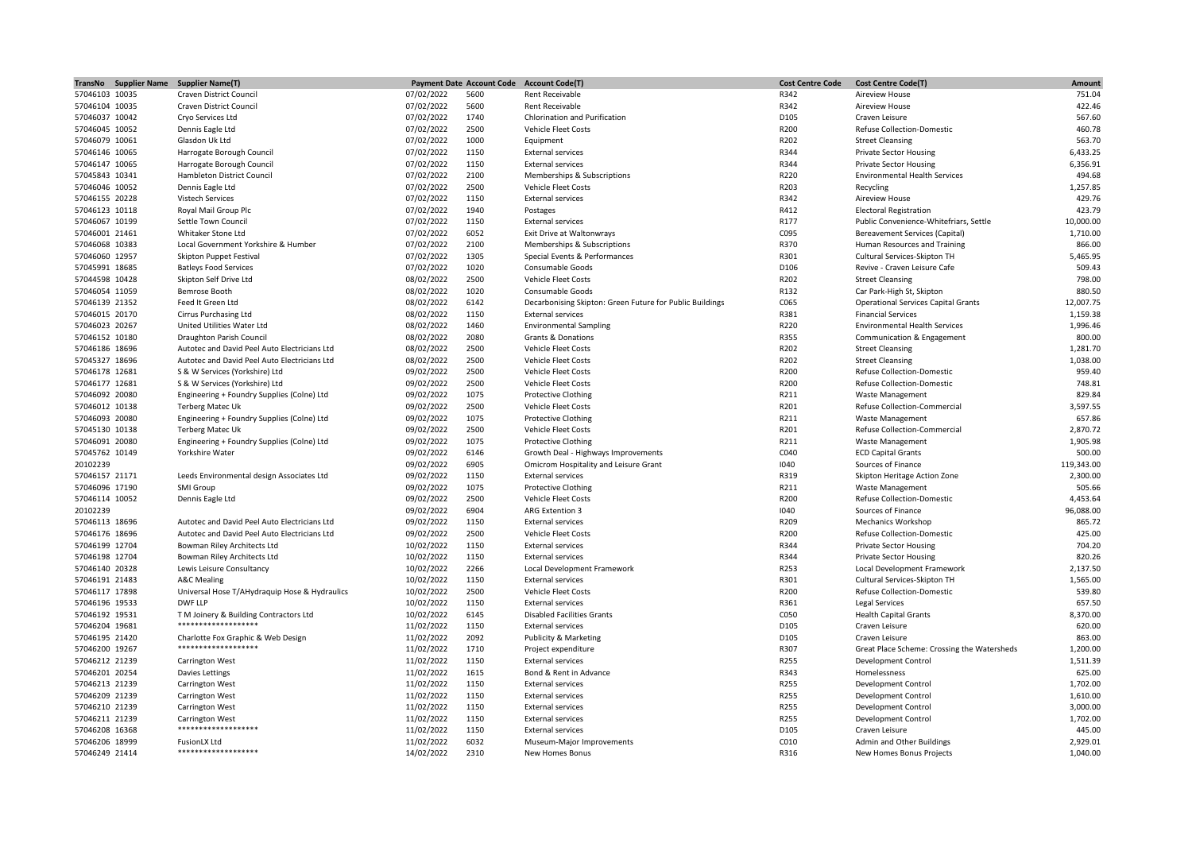| TransNo | Supplier Name | Supplier Name(T) | Payment Date | Account Code | Account Code(T) | Cost Centre Code | Cost Centre Code(T) | Amount |
|---|---|---|---|---|---|---|---|---|
| 57046103 | 10035 | Craven District Council | 07/02/2022 | 5600 | Rent Receivable | R342 | Aireview House | 751.04 |
| 57046104 | 10035 | Craven District Council | 07/02/2022 | 5600 | Rent Receivable | R342 | Aireview House | 422.46 |
| 57046037 | 10042 | Cryo Services Ltd | 07/02/2022 | 1740 | Chlorination and Purification | D105 | Craven Leisure | 567.60 |
| 57046045 | 10052 | Dennis Eagle Ltd | 07/02/2022 | 2500 | Vehicle Fleet Costs | R200 | Refuse Collection-Domestic | 460.78 |
| 57046079 | 10061 | Glasdon Uk Ltd | 07/02/2022 | 1000 | Equipment | R202 | Street Cleansing | 563.70 |
| 57046146 | 10065 | Harrogate Borough Council | 07/02/2022 | 1150 | External services | R344 | Private Sector Housing | 6,433.25 |
| 57046147 | 10065 | Harrogate Borough Council | 07/02/2022 | 1150 | External services | R344 | Private Sector Housing | 6,356.91 |
| 57045843 | 10341 | Hambleton District Council | 07/02/2022 | 2100 | Memberships & Subscriptions | R220 | Environmental Health Services | 494.68 |
| 57046046 | 10052 | Dennis Eagle Ltd | 07/02/2022 | 2500 | Vehicle Fleet Costs | R203 | Recycling | 1,257.85 |
| 57046155 | 20228 | Vistech Services | 07/02/2022 | 1150 | External services | R342 | Aireview House | 429.76 |
| 57046123 | 10118 | Royal Mail Group Plc | 07/02/2022 | 1940 | Postages | R412 | Electoral Registration | 423.79 |
| 57046067 | 10199 | Settle Town Council | 07/02/2022 | 1150 | External services | R177 | Public Convenience-Whitefriars, Settle | 10,000.00 |
| 57046001 | 21461 | Whitaker Stone Ltd | 07/02/2022 | 6052 | Exit Drive at Waltonwrays | C095 | Bereavement Services (Capital) | 1,710.00 |
| 57046068 | 10383 | Local Government Yorkshire & Humber | 07/02/2022 | 2100 | Memberships & Subscriptions | R370 | Human Resources and Training | 866.00 |
| 57046060 | 12957 | Skipton Puppet Festival | 07/02/2022 | 1305 | Special Events & Performances | R301 | Cultural Services-Skipton TH | 5,465.95 |
| 57045991 | 18685 | Batleys Food Services | 07/02/2022 | 1020 | Consumable Goods | D106 | Revive - Craven Leisure Cafe | 509.43 |
| 57044598 | 10428 | Skipton Self Drive Ltd | 08/02/2022 | 2500 | Vehicle Fleet Costs | R202 | Street Cleansing | 798.00 |
| 57046054 | 11059 | Bemrose Booth | 08/02/2022 | 1020 | Consumable Goods | R132 | Car Park-High St, Skipton | 880.50 |
| 57046139 | 21352 | Feed It Green Ltd | 08/02/2022 | 6142 | Decarbonising Skipton: Green Future for Public Buildings | C065 | Operational Services Capital Grants | 12,007.75 |
| 57046015 | 20170 | Cirrus Purchasing Ltd | 08/02/2022 | 1150 | External services | R381 | Financial Services | 1,159.38 |
| 57046023 | 20267 | United Utilities Water Ltd | 08/02/2022 | 1460 | Environmental Sampling | R220 | Environmental Health Services | 1,996.46 |
| 57046152 | 10180 | Draughton Parish Council | 08/02/2022 | 2080 | Grants & Donations | R355 | Communication & Engagement | 800.00 |
| 57046186 | 18696 | Autotec and David Peel Auto Electricians Ltd | 08/02/2022 | 2500 | Vehicle Fleet Costs | R202 | Street Cleansing | 1,281.70 |
| 57045327 | 18696 | Autotec and David Peel Auto Electricians Ltd | 08/02/2022 | 2500 | Vehicle Fleet Costs | R202 | Street Cleansing | 1,038.00 |
| 57046178 | 12681 | S & W Services (Yorkshire) Ltd | 09/02/2022 | 2500 | Vehicle Fleet Costs | R200 | Refuse Collection-Domestic | 959.40 |
| 57046177 | 12681 | S & W Services (Yorkshire) Ltd | 09/02/2022 | 2500 | Vehicle Fleet Costs | R200 | Refuse Collection-Domestic | 748.81 |
| 57046092 | 20080 | Engineering + Foundry Supplies (Colne) Ltd | 09/02/2022 | 1075 | Protective Clothing | R211 | Waste Management | 829.84 |
| 57046012 | 10138 | Terberg Matec Uk | 09/02/2022 | 2500 | Vehicle Fleet Costs | R201 | Refuse Collection-Commercial | 3,597.55 |
| 57046093 | 20080 | Engineering + Foundry Supplies (Colne) Ltd | 09/02/2022 | 1075 | Protective Clothing | R211 | Waste Management | 657.86 |
| 57045130 | 10138 | Terberg Matec Uk | 09/02/2022 | 2500 | Vehicle Fleet Costs | R201 | Refuse Collection-Commercial | 2,870.72 |
| 57046091 | 20080 | Engineering + Foundry Supplies (Colne) Ltd | 09/02/2022 | 1075 | Protective Clothing | R211 | Waste Management | 1,905.98 |
| 57045762 | 10149 | Yorkshire Water | 09/02/2022 | 6146 | Growth Deal - Highways Improvements | C040 | ECD Capital Grants | 500.00 |
| 20102239 | | | 09/02/2022 | 6905 | Omicrom Hospitality and Leisure Grant | I040 | Sources of Finance | 119,343.00 |
| 57046157 | 21171 | Leeds Environmental design Associates Ltd | 09/02/2022 | 1150 | External services | R319 | Skipton Heritage Action Zone | 2,300.00 |
| 57046096 | 17190 | SMI Group | 09/02/2022 | 1075 | Protective Clothing | R211 | Waste Management | 505.66 |
| 57046114 | 10052 | Dennis Eagle Ltd | 09/02/2022 | 2500 | Vehicle Fleet Costs | R200 | Refuse Collection-Domestic | 4,453.64 |
| 20102239 | | | 09/02/2022 | 6904 | ARG Extention 3 | I040 | Sources of Finance | 96,088.00 |
| 57046113 | 18696 | Autotec and David Peel Auto Electricians Ltd | 09/02/2022 | 1150 | External services | R209 | Mechanics Workshop | 865.72 |
| 57046176 | 18696 | Autotec and David Peel Auto Electricians Ltd | 09/02/2022 | 2500 | Vehicle Fleet Costs | R200 | Refuse Collection-Domestic | 425.00 |
| 57046199 | 12704 | Bowman Riley Architects Ltd | 10/02/2022 | 1150 | External services | R344 | Private Sector Housing | 704.20 |
| 57046198 | 12704 | Bowman Riley Architects Ltd | 10/02/2022 | 1150 | External services | R344 | Private Sector Housing | 820.26 |
| 57046140 | 20328 | Lewis Leisure Consultancy | 10/02/2022 | 2266 | Local Development Framework | R253 | Local Development Framework | 2,137.50 |
| 57046191 | 21483 | A&C Mealing | 10/02/2022 | 1150 | External services | R301 | Cultural Services-Skipton TH | 1,565.00 |
| 57046117 | 17898 | Universal Hose T/AHydraquip Hose & Hydraulics | 10/02/2022 | 2500 | Vehicle Fleet Costs | R200 | Refuse Collection-Domestic | 539.80 |
| 57046196 | 19533 | DWF LLP | 10/02/2022 | 1150 | External services | R361 | Legal Services | 657.50 |
| 57046192 | 19531 | T M Joinery & Building Contractors Ltd | 10/02/2022 | 6145 | Disabled Facilities Grants | C050 | Health Capital Grants | 8,370.00 |
| 57046204 | 19681 | ******************* | 11/02/2022 | 1150 | External services | D105 | Craven Leisure | 620.00 |
| 57046195 | 21420 | Charlotte Fox Graphic & Web Design | 11/02/2022 | 2092 | Publicity & Marketing | D105 | Craven Leisure | 863.00 |
| 57046200 | 19267 | ******************* | 11/02/2022 | 1710 | Project expenditure | R307 | Great Place Scheme: Crossing the Watersheds | 1,200.00 |
| 57046212 | 21239 | Carrington West | 11/02/2022 | 1150 | External services | R255 | Development Control | 1,511.39 |
| 57046201 | 20254 | Davies Lettings | 11/02/2022 | 1615 | Bond & Rent in Advance | R343 | Homelessness | 625.00 |
| 57046213 | 21239 | Carrington West | 11/02/2022 | 1150 | External services | R255 | Development Control | 1,702.00 |
| 57046209 | 21239 | Carrington West | 11/02/2022 | 1150 | External services | R255 | Development Control | 1,610.00 |
| 57046210 | 21239 | Carrington West | 11/02/2022 | 1150 | External services | R255 | Development Control | 3,000.00 |
| 57046211 | 21239 | Carrington West | 11/02/2022 | 1150 | External services | R255 | Development Control | 1,702.00 |
| 57046208 | 16368 | ******************* | 11/02/2022 | 1150 | External services | D105 | Craven Leisure | 445.00 |
| 57046206 | 18999 | FusionLX Ltd | 11/02/2022 | 6032 | Museum-Major Improvements | C010 | Admin and Other Buildings | 2,929.01 |
| 57046249 | 21414 | ******************* | 14/02/2022 | 2310 | New Homes Bonus | R316 | New Homes Bonus Projects | 1,040.00 |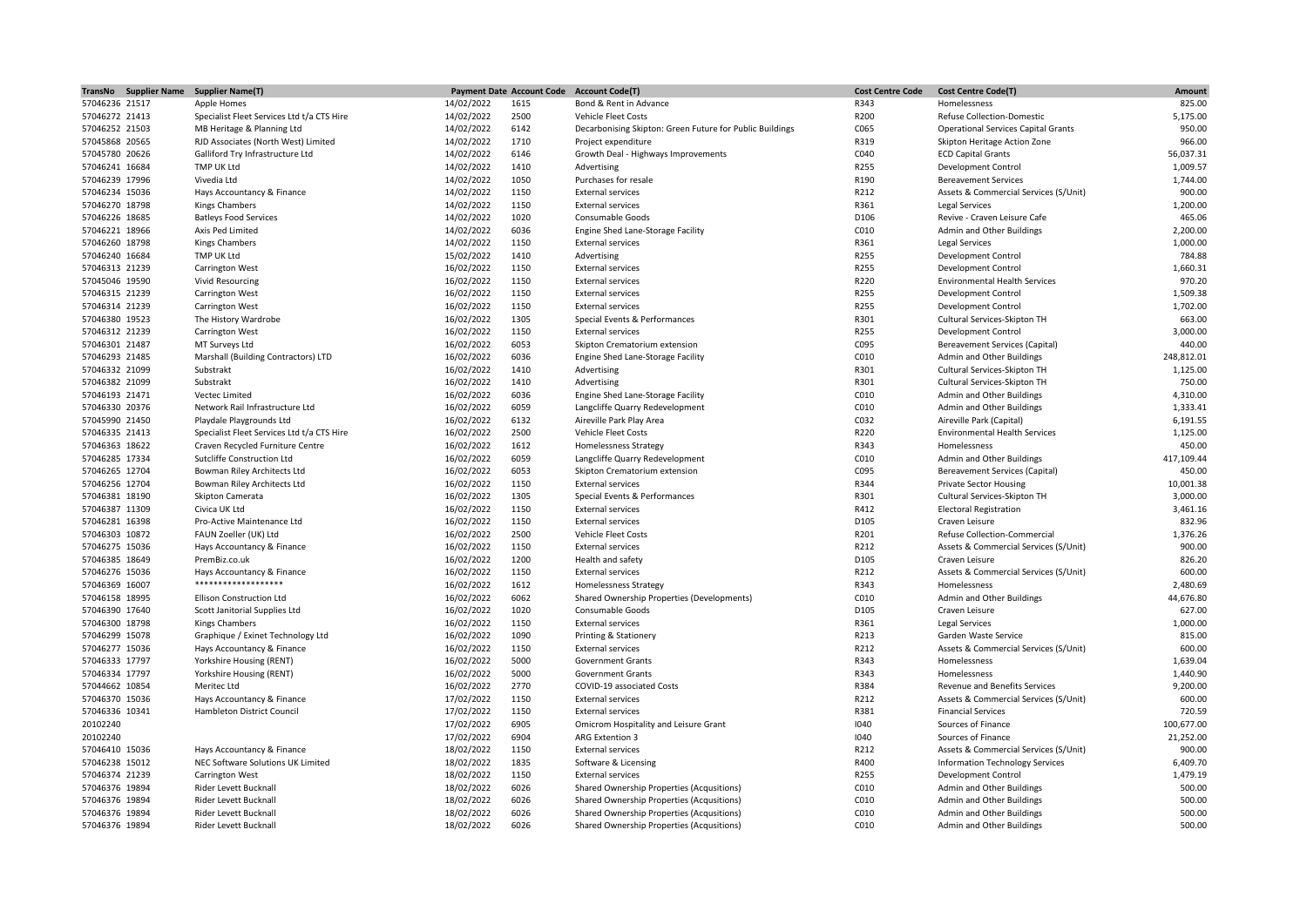| TransNo | Supplier Name | Supplier Name(T) | Payment Date | Account Code | Account Code(T) | Cost Centre Code | Cost Centre Code(T) | Amount |
|---|---|---|---|---|---|---|---|---|
| 57046236 | 21517 | Apple Homes | 14/02/2022 | 1615 | Bond & Rent in Advance | R343 | Homelessness | 825.00 |
| 57046272 | 21413 | Specialist Fleet Services Ltd t/a CTS Hire | 14/02/2022 | 2500 | Vehicle Fleet Costs | R200 | Refuse Collection-Domestic | 5,175.00 |
| 57046252 | 21503 | MB Heritage & Planning Ltd | 14/02/2022 | 6142 | Decarbonising Skipton: Green Future for Public Buildings | C065 | Operational Services Capital Grants | 950.00 |
| 57045868 | 20565 | RJD Associates (North West) Limited | 14/02/2022 | 1710 | Project expenditure | R319 | Skipton Heritage Action Zone | 966.00 |
| 57045780 | 20626 | Galliford Try Infrastructure Ltd | 14/02/2022 | 6146 | Growth Deal - Highways Improvements | C040 | ECD Capital Grants | 56,037.31 |
| 57046241 | 16684 | TMP UK Ltd | 14/02/2022 | 1410 | Advertising | R255 | Development Control | 1,009.57 |
| 57046239 | 17996 | Vivedia Ltd | 14/02/2022 | 1050 | Purchases for resale | R190 | Bereavement Services | 1,744.00 |
| 57046234 | 15036 | Hays Accountancy & Finance | 14/02/2022 | 1150 | External services | R212 | Assets & Commercial Services (S/Unit) | 900.00 |
| 57046270 | 18798 | Kings Chambers | 14/02/2022 | 1150 | External services | R361 | Legal Services | 1,200.00 |
| 57046226 | 18685 | Batleys Food Services | 14/02/2022 | 1020 | Consumable Goods | D106 | Revive - Craven Leisure Cafe | 465.06 |
| 57046221 | 18966 | Axis Ped Limited | 14/02/2022 | 6036 | Engine Shed Lane-Storage Facility | C010 | Admin and Other Buildings | 2,200.00 |
| 57046260 | 18798 | Kings Chambers | 14/02/2022 | 1150 | External services | R361 | Legal Services | 1,000.00 |
| 57046240 | 16684 | TMP UK Ltd | 15/02/2022 | 1410 | Advertising | R255 | Development Control | 784.88 |
| 57046313 | 21239 | Carrington West | 16/02/2022 | 1150 | External services | R255 | Development Control | 1,660.31 |
| 57045046 | 19590 | Vivid Resourcing | 16/02/2022 | 1150 | External services | R220 | Environmental Health Services | 970.20 |
| 57046315 | 21239 | Carrington West | 16/02/2022 | 1150 | External services | R255 | Development Control | 1,509.38 |
| 57046314 | 21239 | Carrington West | 16/02/2022 | 1150 | External services | R255 | Development Control | 1,702.00 |
| 57046380 | 19523 | The History Wardrobe | 16/02/2022 | 1305 | Special Events & Performances | R301 | Cultural Services-Skipton TH | 663.00 |
| 57046312 | 21239 | Carrington West | 16/02/2022 | 1150 | External services | R255 | Development Control | 3,000.00 |
| 57046301 | 21487 | MT Surveys Ltd | 16/02/2022 | 6053 | Skipton Crematorium extension | C095 | Bereavement Services (Capital) | 440.00 |
| 57046293 | 21485 | Marshall (Building Contractors) LTD | 16/02/2022 | 6036 | Engine Shed Lane-Storage Facility | C010 | Admin and Other Buildings | 248,812.01 |
| 57046332 | 21099 | Substrakt | 16/02/2022 | 1410 | Advertising | R301 | Cultural Services-Skipton TH | 1,125.00 |
| 57046382 | 21099 | Substrakt | 16/02/2022 | 1410 | Advertising | R301 | Cultural Services-Skipton TH | 750.00 |
| 57046193 | 21471 | Vectec Limited | 16/02/2022 | 6036 | Engine Shed Lane-Storage Facility | C010 | Admin and Other Buildings | 4,310.00 |
| 57046330 | 20376 | Network Rail Infrastructure Ltd | 16/02/2022 | 6059 | Langcliffe Quarry Redevelopment | C010 | Admin and Other Buildings | 1,333.41 |
| 57045990 | 21450 | Playdale Playgrounds Ltd | 16/02/2022 | 6132 | Aireville Park Play Area | C032 | Aireville Park (Capital) | 6,191.55 |
| 57046335 | 21413 | Specialist Fleet Services Ltd t/a CTS Hire | 16/02/2022 | 2500 | Vehicle Fleet Costs | R220 | Environmental Health Services | 1,125.00 |
| 57046363 | 18622 | Craven Recycled Furniture Centre | 16/02/2022 | 1612 | Homelessness Strategy | R343 | Homelessness | 450.00 |
| 57046285 | 17334 | Sutcliffe Construction Ltd | 16/02/2022 | 6059 | Langcliffe Quarry Redevelopment | C010 | Admin and Other Buildings | 417,109.44 |
| 57046265 | 12704 | Bowman Riley Architects Ltd | 16/02/2022 | 6053 | Skipton Crematorium extension | C095 | Bereavement Services (Capital) | 450.00 |
| 57046256 | 12704 | Bowman Riley Architects Ltd | 16/02/2022 | 1150 | External services | R344 | Private Sector Housing | 10,001.38 |
| 57046381 | 18190 | Skipton Camerata | 16/02/2022 | 1305 | Special Events & Performances | R301 | Cultural Services-Skipton TH | 3,000.00 |
| 57046387 | 11309 | Civica UK Ltd | 16/02/2022 | 1150 | External services | R412 | Electoral Registration | 3,461.16 |
| 57046281 | 16398 | Pro-Active Maintenance Ltd | 16/02/2022 | 1150 | External services | D105 | Craven Leisure | 832.96 |
| 57046303 | 10872 | FAUN Zoeller (UK) Ltd | 16/02/2022 | 2500 | Vehicle Fleet Costs | R201 | Refuse Collection-Commercial | 1,376.26 |
| 57046275 | 15036 | Hays Accountancy & Finance | 16/02/2022 | 1150 | External services | R212 | Assets & Commercial Services (S/Unit) | 900.00 |
| 57046385 | 18649 | PremBiz.co.uk | 16/02/2022 | 1200 | Health and safety | D105 | Craven Leisure | 826.20 |
| 57046276 | 15036 | Hays Accountancy & Finance | 16/02/2022 | 1150 | External services | R212 | Assets & Commercial Services (S/Unit) | 600.00 |
| 57046369 | 16007 | ******************* | 16/02/2022 | 1612 | Homelessness Strategy | R343 | Homelessness | 2,480.69 |
| 57046158 | 18995 | Ellison Construction Ltd | 16/02/2022 | 6062 | Shared Ownership Properties (Developments) | C010 | Admin and Other Buildings | 44,676.80 |
| 57046390 | 17640 | Scott Janitorial Supplies Ltd | 16/02/2022 | 1020 | Consumable Goods | D105 | Craven Leisure | 627.00 |
| 57046300 | 18798 | Kings Chambers | 16/02/2022 | 1150 | External services | R361 | Legal Services | 1,000.00 |
| 57046299 | 15078 | Graphique / Exinet Technology Ltd | 16/02/2022 | 1090 | Printing & Stationery | R213 | Garden Waste Service | 815.00 |
| 57046277 | 15036 | Hays Accountancy & Finance | 16/02/2022 | 1150 | External services | R212 | Assets & Commercial Services (S/Unit) | 600.00 |
| 57046333 | 17797 | Yorkshire Housing (RENT) | 16/02/2022 | 5000 | Government Grants | R343 | Homelessness | 1,639.04 |
| 57046334 | 17797 | Yorkshire Housing (RENT) | 16/02/2022 | 5000 | Government Grants | R343 | Homelessness | 1,440.90 |
| 57044662 | 10854 | Meritec Ltd | 16/02/2022 | 2770 | COVID-19 associated Costs | R384 | Revenue and Benefits Services | 9,200.00 |
| 57046370 | 15036 | Hays Accountancy & Finance | 17/02/2022 | 1150 | External services | R212 | Assets & Commercial Services (S/Unit) | 600.00 |
| 57046336 | 10341 | Hambleton District Council | 17/02/2022 | 1150 | External services | R381 | Financial Services | 720.59 |
| 20102240 | | | 17/02/2022 | 6905 | Omicron Hospitality and Leisure Grant | I040 | Sources of Finance | 100,677.00 |
| 20102240 | | | 17/02/2022 | 6904 | ARG Extention 3 | I040 | Sources of Finance | 21,252.00 |
| 57046410 | 15036 | Hays Accountancy & Finance | 18/02/2022 | 1150 | External services | R212 | Assets & Commercial Services (S/Unit) | 900.00 |
| 57046238 | 15012 | NEC Software Solutions UK Limited | 18/02/2022 | 1835 | Software & Licensing | R400 | Information Technology Services | 6,409.70 |
| 57046374 | 21239 | Carrington West | 18/02/2022 | 1150 | External services | R255 | Development Control | 1,479.19 |
| 57046376 | 19894 | Rider Levett Bucknall | 18/02/2022 | 6026 | Shared Ownership Properties (Acqusitions) | C010 | Admin and Other Buildings | 500.00 |
| 57046376 | 19894 | Rider Levett Bucknall | 18/02/2022 | 6026 | Shared Ownership Properties (Acqusitions) | C010 | Admin and Other Buildings | 500.00 |
| 57046376 | 19894 | Rider Levett Bucknall | 18/02/2022 | 6026 | Shared Ownership Properties (Acqusitions) | C010 | Admin and Other Buildings | 500.00 |
| 57046376 | 19894 | Rider Levett Bucknall | 18/02/2022 | 6026 | Shared Ownership Properties (Acqusitions) | C010 | Admin and Other Buildings | 500.00 |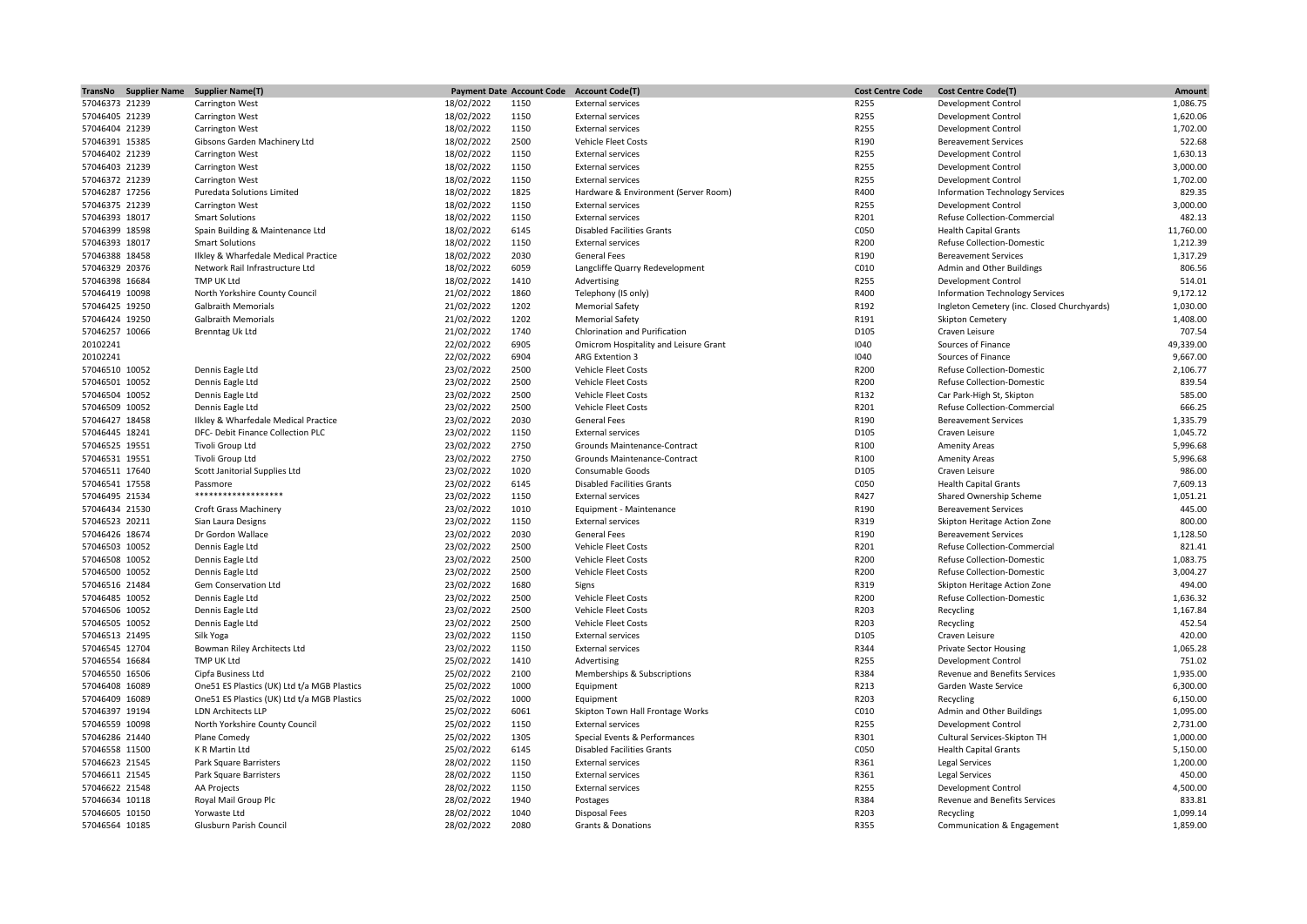| TransNo | Supplier Name | Supplier Name(T) | Payment Date | Account Code | Account Code(T) | Cost Centre Code | Cost Centre Code(T) | Amount |
|---|---|---|---|---|---|---|---|---|
| 57046373 | 21239 | Carrington West | 18/02/2022 | 1150 | External services | R255 | Development Control | 1,086.75 |
| 57046405 | 21239 | Carrington West | 18/02/2022 | 1150 | External services | R255 | Development Control | 1,620.06 |
| 57046404 | 21239 | Carrington West | 18/02/2022 | 1150 | External services | R255 | Development Control | 1,702.00 |
| 57046391 | 15385 | Gibsons Garden Machinery Ltd | 18/02/2022 | 2500 | Vehicle Fleet Costs | R190 | Bereavement Services | 522.68 |
| 57046402 | 21239 | Carrington West | 18/02/2022 | 1150 | External services | R255 | Development Control | 1,630.13 |
| 57046403 | 21239 | Carrington West | 18/02/2022 | 1150 | External services | R255 | Development Control | 3,000.00 |
| 57046372 | 21239 | Carrington West | 18/02/2022 | 1150 | External services | R255 | Development Control | 1,702.00 |
| 57046287 | 17256 | Puredata Solutions Limited | 18/02/2022 | 1825 | Hardware & Environment (Server Room) | R400 | Information Technology Services | 829.35 |
| 57046375 | 21239 | Carrington West | 18/02/2022 | 1150 | External services | R255 | Development Control | 3,000.00 |
| 57046393 | 18017 | Smart Solutions | 18/02/2022 | 1150 | External services | R201 | Refuse Collection-Commercial | 482.13 |
| 57046399 | 18598 | Spain Building & Maintenance Ltd | 18/02/2022 | 6145 | Disabled Facilities Grants | C050 | Health Capital Grants | 11,760.00 |
| 57046393 | 18017 | Smart Solutions | 18/02/2022 | 1150 | External services | R200 | Refuse Collection-Domestic | 1,212.39 |
| 57046388 | 18458 | Ilkley & Wharfedale Medical Practice | 18/02/2022 | 2030 | General Fees | R190 | Bereavement Services | 1,317.29 |
| 57046329 | 20376 | Network Rail Infrastructure Ltd | 18/02/2022 | 6059 | Langcliffe Quarry Redevelopment | C010 | Admin and Other Buildings | 806.56 |
| 57046398 | 16684 | TMP UK Ltd | 18/02/2022 | 1410 | Advertising | R255 | Development Control | 514.01 |
| 57046419 | 10098 | North Yorkshire County Council | 21/02/2022 | 1860 | Telephony (IS only) | R400 | Information Technology Services | 9,172.12 |
| 57046425 | 19250 | Galbraith Memorials | 21/02/2022 | 1202 | Memorial Safety | R192 | Ingleton Cemetery (inc. Closed Churchyards) | 1,030.00 |
| 57046424 | 19250 | Galbraith Memorials | 21/02/2022 | 1202 | Memorial Safety | R191 | Skipton Cemetery | 1,408.00 |
| 57046257 | 10066 | Brenntag Uk Ltd | 21/02/2022 | 1740 | Chlorination and Purification | D105 | Craven Leisure | 707.54 |
| 20102241 | | | 22/02/2022 | 6905 | Omicrom Hospitality and Leisure Grant | I040 | Sources of Finance | 49,339.00 |
| 20102241 | | | 22/02/2022 | 6904 | ARG Extention 3 | I040 | Sources of Finance | 9,667.00 |
| 57046510 | 10052 | Dennis Eagle Ltd | 23/02/2022 | 2500 | Vehicle Fleet Costs | R200 | Refuse Collection-Domestic | 2,106.77 |
| 57046501 | 10052 | Dennis Eagle Ltd | 23/02/2022 | 2500 | Vehicle Fleet Costs | R200 | Refuse Collection-Domestic | 839.54 |
| 57046504 | 10052 | Dennis Eagle Ltd | 23/02/2022 | 2500 | Vehicle Fleet Costs | R132 | Car Park-High St, Skipton | 585.00 |
| 57046509 | 10052 | Dennis Eagle Ltd | 23/02/2022 | 2500 | Vehicle Fleet Costs | R201 | Refuse Collection-Commercial | 666.25 |
| 57046427 | 18458 | Ilkley & Wharfedale Medical Practice | 23/02/2022 | 2030 | General Fees | R190 | Bereavement Services | 1,335.79 |
| 57046445 | 18241 | DFC- Debit Finance Collection PLC | 23/02/2022 | 1150 | External services | D105 | Craven Leisure | 1,045.72 |
| 57046525 | 19551 | Tivoli Group Ltd | 23/02/2022 | 2750 | Grounds Maintenance-Contract | R100 | Amenity Areas | 5,996.68 |
| 57046531 | 19551 | Tivoli Group Ltd | 23/02/2022 | 2750 | Grounds Maintenance-Contract | R100 | Amenity Areas | 5,996.68 |
| 57046511 | 17640 | Scott Janitorial Supplies Ltd | 23/02/2022 | 1020 | Consumable Goods | D105 | Craven Leisure | 986.00 |
| 57046541 | 17558 | Passmore | 23/02/2022 | 6145 | Disabled Facilities Grants | C050 | Health Capital Grants | 7,609.13 |
| 57046495 | 21534 | ****************** | 23/02/2022 | 1150 | External services | R427 | Shared Ownership Scheme | 1,051.21 |
| 57046434 | 21530 | Croft Grass Machinery | 23/02/2022 | 1010 | Equipment - Maintenance | R190 | Bereavement Services | 445.00 |
| 57046523 | 20211 | Sian Laura Designs | 23/02/2022 | 1150 | External services | R319 | Skipton Heritage Action Zone | 800.00 |
| 57046426 | 18674 | Dr Gordon Wallace | 23/02/2022 | 2030 | General Fees | R190 | Bereavement Services | 1,128.50 |
| 57046503 | 10052 | Dennis Eagle Ltd | 23/02/2022 | 2500 | Vehicle Fleet Costs | R201 | Refuse Collection-Commercial | 821.41 |
| 57046508 | 10052 | Dennis Eagle Ltd | 23/02/2022 | 2500 | Vehicle Fleet Costs | R200 | Refuse Collection-Domestic | 1,083.75 |
| 57046500 | 10052 | Dennis Eagle Ltd | 23/02/2022 | 2500 | Vehicle Fleet Costs | R200 | Refuse Collection-Domestic | 3,004.27 |
| 57046516 | 21484 | Gem Conservation Ltd | 23/02/2022 | 1680 | Signs | R319 | Skipton Heritage Action Zone | 494.00 |
| 57046485 | 10052 | Dennis Eagle Ltd | 23/02/2022 | 2500 | Vehicle Fleet Costs | R200 | Refuse Collection-Domestic | 1,636.32 |
| 57046506 | 10052 | Dennis Eagle Ltd | 23/02/2022 | 2500 | Vehicle Fleet Costs | R203 | Recycling | 1,167.84 |
| 57046505 | 10052 | Dennis Eagle Ltd | 23/02/2022 | 2500 | Vehicle Fleet Costs | R203 | Recycling | 452.54 |
| 57046513 | 21495 | Silk Yoga | 23/02/2022 | 1150 | External services | D105 | Craven Leisure | 420.00 |
| 57046545 | 12704 | Bowman Riley Architects Ltd | 23/02/2022 | 1150 | External services | R344 | Private Sector Housing | 1,065.28 |
| 57046554 | 16684 | TMP UK Ltd | 25/02/2022 | 1410 | Advertising | R255 | Development Control | 751.02 |
| 57046550 | 16506 | Cipfa Business Ltd | 25/02/2022 | 2100 | Memberships & Subscriptions | R384 | Revenue and Benefits Services | 1,935.00 |
| 57046408 | 16089 | One51 ES Plastics (UK) Ltd t/a MGB Plastics | 25/02/2022 | 1000 | Equipment | R213 | Garden Waste Service | 6,300.00 |
| 57046409 | 16089 | One51 ES Plastics (UK) Ltd t/a MGB Plastics | 25/02/2022 | 1000 | Equipment | R203 | Recycling | 6,150.00 |
| 57046397 | 19194 | LDN Architects LLP | 25/02/2022 | 6061 | Skipton Town Hall Frontage Works | C010 | Admin and Other Buildings | 1,095.00 |
| 57046559 | 10098 | North Yorkshire County Council | 25/02/2022 | 1150 | External services | R255 | Development Control | 2,731.00 |
| 57046286 | 21440 | Plane Comedy | 25/02/2022 | 1305 | Special Events & Performances | R301 | Cultural Services-Skipton TH | 1,000.00 |
| 57046558 | 11500 | K R Martin Ltd | 25/02/2022 | 6145 | Disabled Facilities Grants | C050 | Health Capital Grants | 5,150.00 |
| 57046623 | 21545 | Park Square Barristers | 28/02/2022 | 1150 | External services | R361 | Legal Services | 1,200.00 |
| 57046611 | 21545 | Park Square Barristers | 28/02/2022 | 1150 | External services | R361 | Legal Services | 450.00 |
| 57046622 | 21548 | AA Projects | 28/02/2022 | 1150 | External services | R255 | Development Control | 4,500.00 |
| 57046634 | 10118 | Royal Mail Group Plc | 28/02/2022 | 1940 | Postages | R384 | Revenue and Benefits Services | 833.81 |
| 57046605 | 10150 | Yorwaste Ltd | 28/02/2022 | 1040 | Disposal Fees | R203 | Recycling | 1,099.14 |
| 57046564 | 10185 | Glusburn Parish Council | 28/02/2022 | 2080 | Grants & Donations | R355 | Communication & Engagement | 1,859.00 |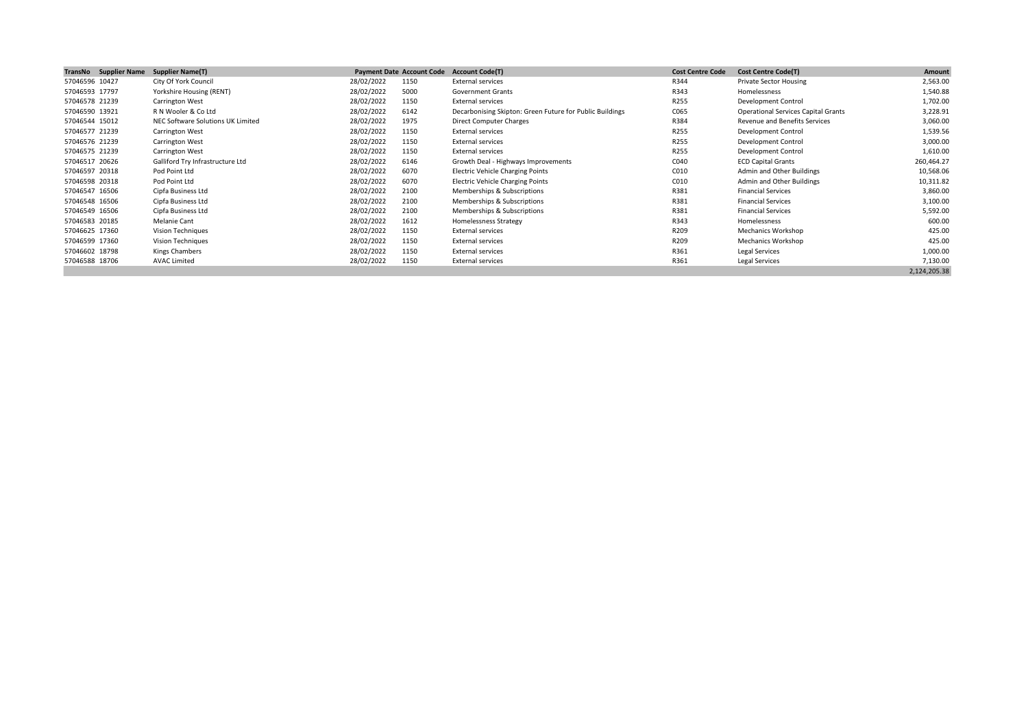| TransNo | Supplier Name | Supplier Name(T) | Payment Date | Account Code | Account Code(T) | Cost Centre Code | Cost Centre Code(T) | Amount |
|---|---|---|---|---|---|---|---|---|
| 57046596 | 10427 | City Of York Council | 28/02/2022 | 1150 | External services | R344 | Private Sector Housing | 2,563.00 |
| 57046593 | 17797 | Yorkshire Housing (RENT) | 28/02/2022 | 5000 | Government Grants | R343 | Homelessness | 1,540.88 |
| 57046578 | 21239 | Carrington West | 28/02/2022 | 1150 | External services | R255 | Development Control | 1,702.00 |
| 57046590 | 13921 | R N Wooler & Co Ltd | 28/02/2022 | 6142 | Decarbonising Skipton: Green Future for Public Buildings | C065 | Operational Services Capital Grants | 3,228.91 |
| 57046544 | 15012 | NEC Software Solutions UK Limited | 28/02/2022 | 1975 | Direct Computer Charges | R384 | Revenue and Benefits Services | 3,060.00 |
| 57046577 | 21239 | Carrington West | 28/02/2022 | 1150 | External services | R255 | Development Control | 1,539.56 |
| 57046576 | 21239 | Carrington West | 28/02/2022 | 1150 | External services | R255 | Development Control | 3,000.00 |
| 57046575 | 21239 | Carrington West | 28/02/2022 | 1150 | External services | R255 | Development Control | 1,610.00 |
| 57046517 | 20626 | Galliford Try Infrastructure Ltd | 28/02/2022 | 6146 | Growth Deal - Highways Improvements | C040 | ECD Capital Grants | 260,464.27 |
| 57046597 | 20318 | Pod Point Ltd | 28/02/2022 | 6070 | Electric Vehicle Charging Points | C010 | Admin and Other Buildings | 10,568.06 |
| 57046598 | 20318 | Pod Point Ltd | 28/02/2022 | 6070 | Electric Vehicle Charging Points | C010 | Admin and Other Buildings | 10,311.82 |
| 57046547 | 16506 | Cipfa Business Ltd | 28/02/2022 | 2100 | Memberships & Subscriptions | R381 | Financial Services | 3,860.00 |
| 57046548 | 16506 | Cipfa Business Ltd | 28/02/2022 | 2100 | Memberships & Subscriptions | R381 | Financial Services | 3,100.00 |
| 57046549 | 16506 | Cipfa Business Ltd | 28/02/2022 | 2100 | Memberships & Subscriptions | R381 | Financial Services | 5,592.00 |
| 57046583 | 20185 | Melanie Cant | 28/02/2022 | 1612 | Homelessness Strategy | R343 | Homelessness | 600.00 |
| 57046625 | 17360 | Vision Techniques | 28/02/2022 | 1150 | External services | R209 | Mechanics Workshop | 425.00 |
| 57046599 | 17360 | Vision Techniques | 28/02/2022 | 1150 | External services | R209 | Mechanics Workshop | 425.00 |
| 57046602 | 18798 | Kings Chambers | 28/02/2022 | 1150 | External services | R361 | Legal Services | 1,000.00 |
| 57046588 | 18706 | AVAC Limited | 28/02/2022 | 1150 | External services | R361 | Legal Services | 7,130.00 |
| | | | | | | | | 2,124,205.38 |